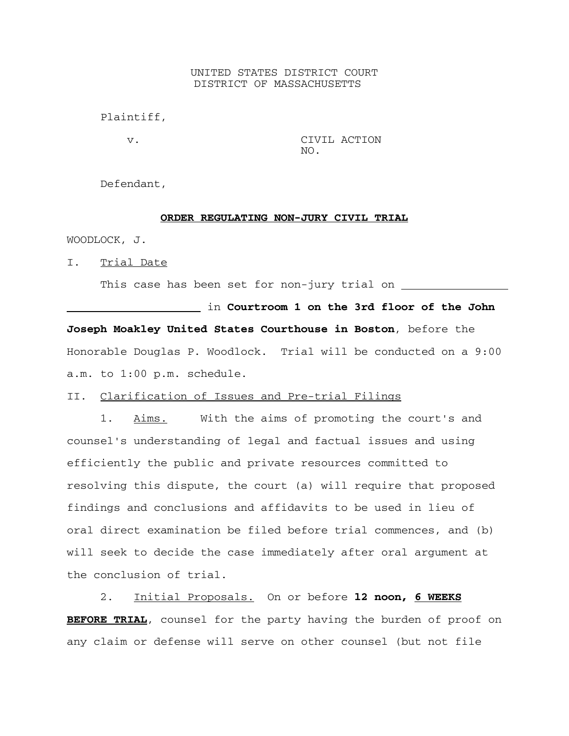UNITED STATES DISTRICT COURT
DISTRICT OF MASSACHUSETTS

Plaintiff,

v. CIVIL ACTION NO.

Defendant,

**ORDER REGULATING NON-JURY CIVIL TRIAL**

WOODLOCK, J.

I. Trial Date

This case has been set for non-jury trial on ________________ ____________________ in **Courtroom 1 on the 3rd floor of the John Joseph Moakley United States Courthouse in Boston**, before the Honorable Douglas P. Woodlock. Trial will be conducted on a 9:00 a.m. to 1:00 p.m. schedule.

II. Clarification of Issues and Pre-trial Filings

1. Aims. With the aims of promoting the court's and counsel's understanding of legal and factual issues and using efficiently the public and private resources committed to resolving this dispute, the court (a) will require that proposed findings and conclusions and affidavits to be used in lieu of oral direct examination be filed before trial commences, and (b) will seek to decide the case immediately after oral argument at the conclusion of trial.

2. Initial Proposals. On or before **12 noon, 6 WEEKS BEFORE TRIAL**, counsel for the party having the burden of proof on any claim or defense will serve on other counsel (but not file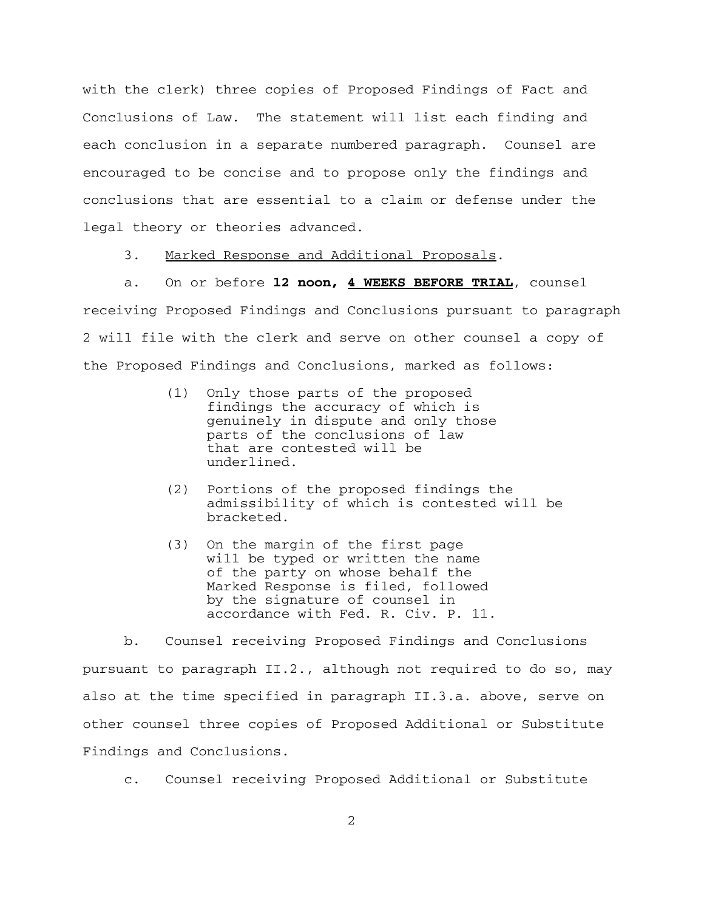with the clerk) three copies of Proposed Findings of Fact and Conclusions of Law. The statement will list each finding and each conclusion in a separate numbered paragraph. Counsel are encouraged to be concise and to propose only the findings and conclusions that are essential to a claim or defense under the legal theory or theories advanced.

3. <u>Marked Response and Additional Proposals</u>.

a. On or before **12 noon, <u>4 WEEKS BEFORE TRIAL</u>**, counsel receiving Proposed Findings and Conclusions pursuant to paragraph 2 will file with the clerk and serve on other counsel a copy of the Proposed Findings and Conclusions, marked as follows:

> (1) Only those parts of the proposed findings the accuracy of which is genuinely in dispute and only those parts of the conclusions of law that are contested will be underlined.
>
> (2) Portions of the proposed findings the admissibility of which is contested will be bracketed.
>
> (3) On the margin of the first page will be typed or written the name of the party on whose behalf the Marked Response is filed, followed by the signature of counsel in accordance with Fed. R. Civ. P. 11.

b. Counsel receiving Proposed Findings and Conclusions pursuant to paragraph II.2., although not required to do so, may also at the time specified in paragraph II.3.a. above, serve on other counsel three copies of Proposed Additional or Substitute Findings and Conclusions.

c. Counsel receiving Proposed Additional or Substitute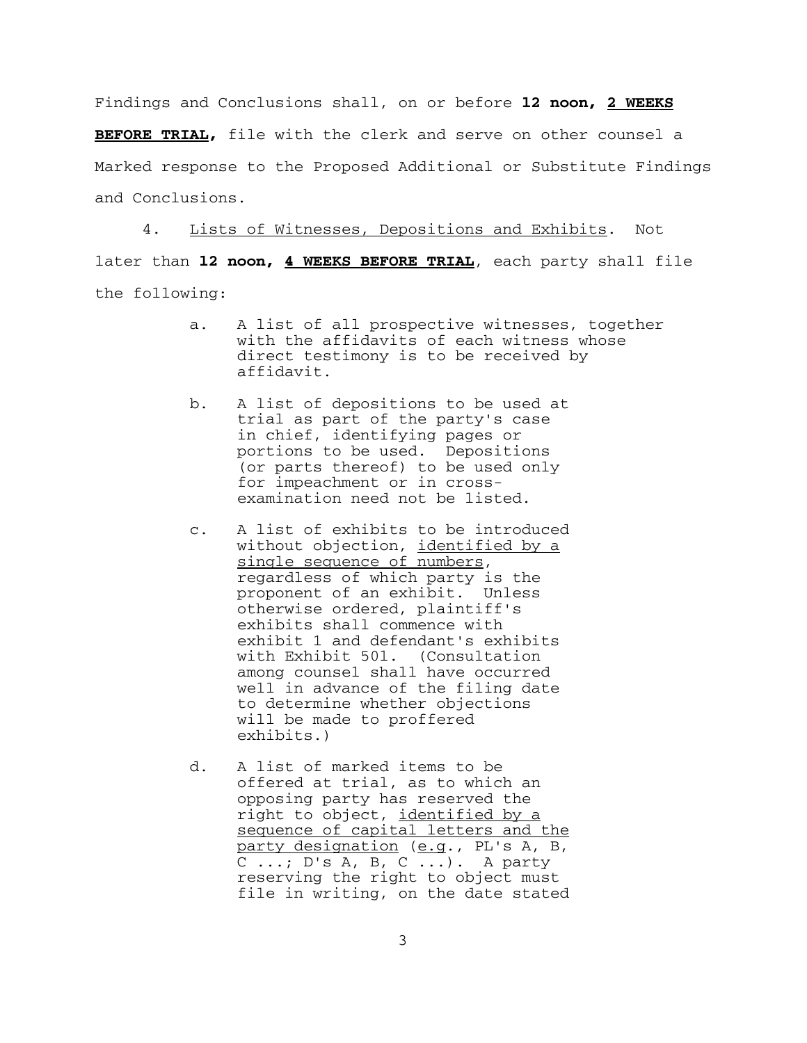Findings and Conclusions shall, on or before **12 noon, <u>2 WEEKS BEFORE TRIAL</u>,** file with the clerk and serve on other counsel a Marked response to the Proposed Additional or Substitute Findings and Conclusions.

4. <u>Lists of Witnesses, Depositions and Exhibits</u>. Not later than **12 noon, <u>4 WEEKS BEFORE TRIAL</u>**, each party shall file the following:

a. A list of all prospective witnesses, together with the affidavits of each witness whose direct testimony is to be received by affidavit.

b. A list of depositions to be used at trial as part of the party's case in chief, identifying pages or portions to be used. Depositions (or parts thereof) to be used only for impeachment or in cross-examination need not be listed.

c. A list of exhibits to be introduced without objection, <u>identified by a single sequence of numbers</u>, regardless of which party is the proponent of an exhibit. Unless otherwise ordered, plaintiff's exhibits shall commence with exhibit 1 and defendant's exhibits with Exhibit 501. (Consultation among counsel shall have occurred well in advance of the filing date to determine whether objections will be made to proffered exhibits.)

d. A list of marked items to be offered at trial, as to which an opposing party has reserved the right to object, <u>identified by a sequence of capital letters and the party designation</u> (<u>e.g</u>., PL's A, B, C ...; D's A, B, C ...). A party reserving the right to object must file in writing, on the date stated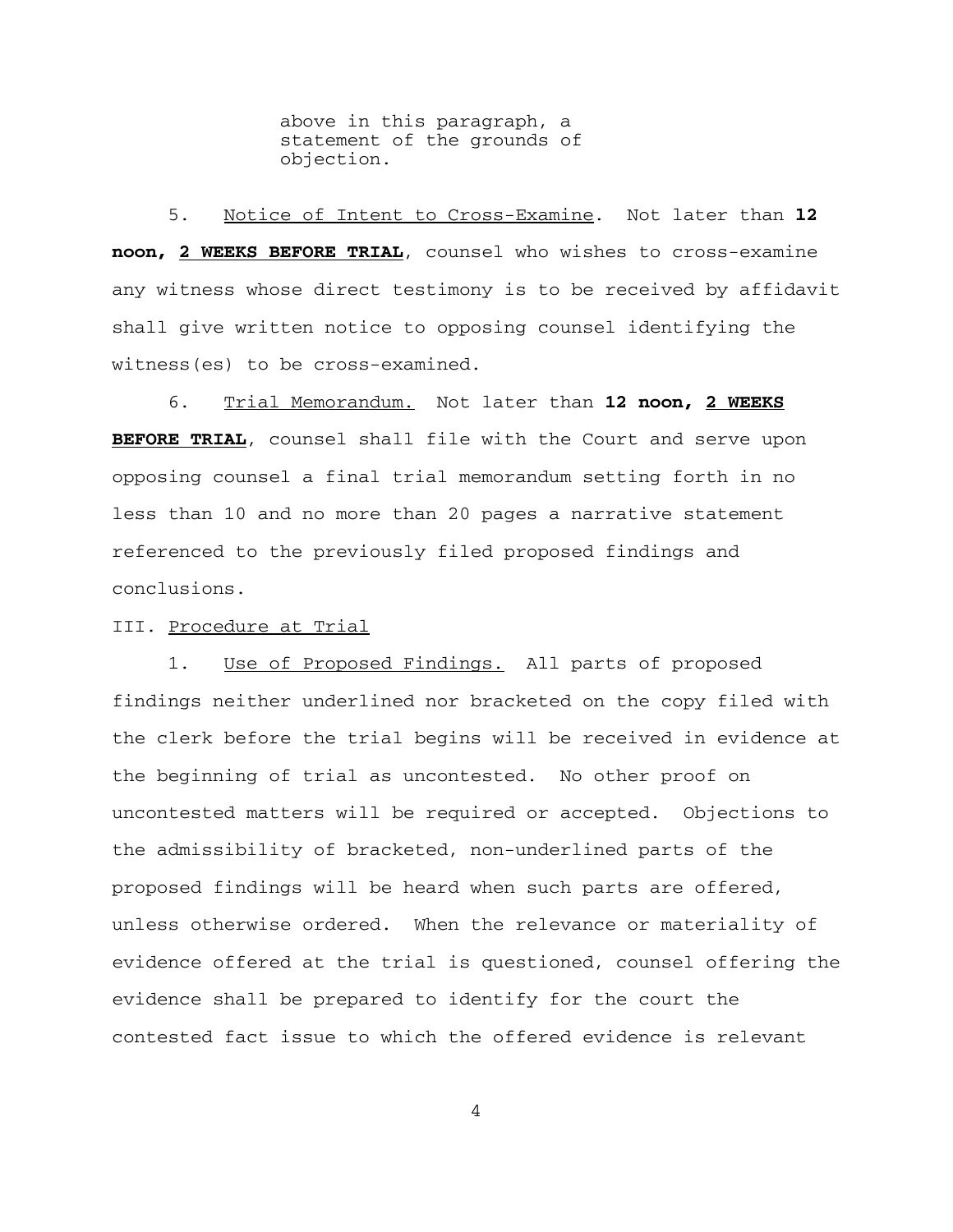above in this paragraph, a statement of the grounds of objection.

5. Notice of Intent to Cross-Examine. Not later than **12 noon, 2 WEEKS BEFORE TRIAL**, counsel who wishes to cross-examine any witness whose direct testimony is to be received by affidavit shall give written notice to opposing counsel identifying the witness(es) to be cross-examined.

6. Trial Memorandum. Not later than **12 noon, 2 WEEKS BEFORE TRIAL**, counsel shall file with the Court and serve upon opposing counsel a final trial memorandum setting forth in no less than 10 and no more than 20 pages a narrative statement referenced to the previously filed proposed findings and conclusions.

III. Procedure at Trial

1. Use of Proposed Findings. All parts of proposed findings neither underlined nor bracketed on the copy filed with the clerk before the trial begins will be received in evidence at the beginning of trial as uncontested. No other proof on uncontested matters will be required or accepted. Objections to the admissibility of bracketed, non-underlined parts of the proposed findings will be heard when such parts are offered, unless otherwise ordered. When the relevance or materiality of evidence offered at the trial is questioned, counsel offering the evidence shall be prepared to identify for the court the contested fact issue to which the offered evidence is relevant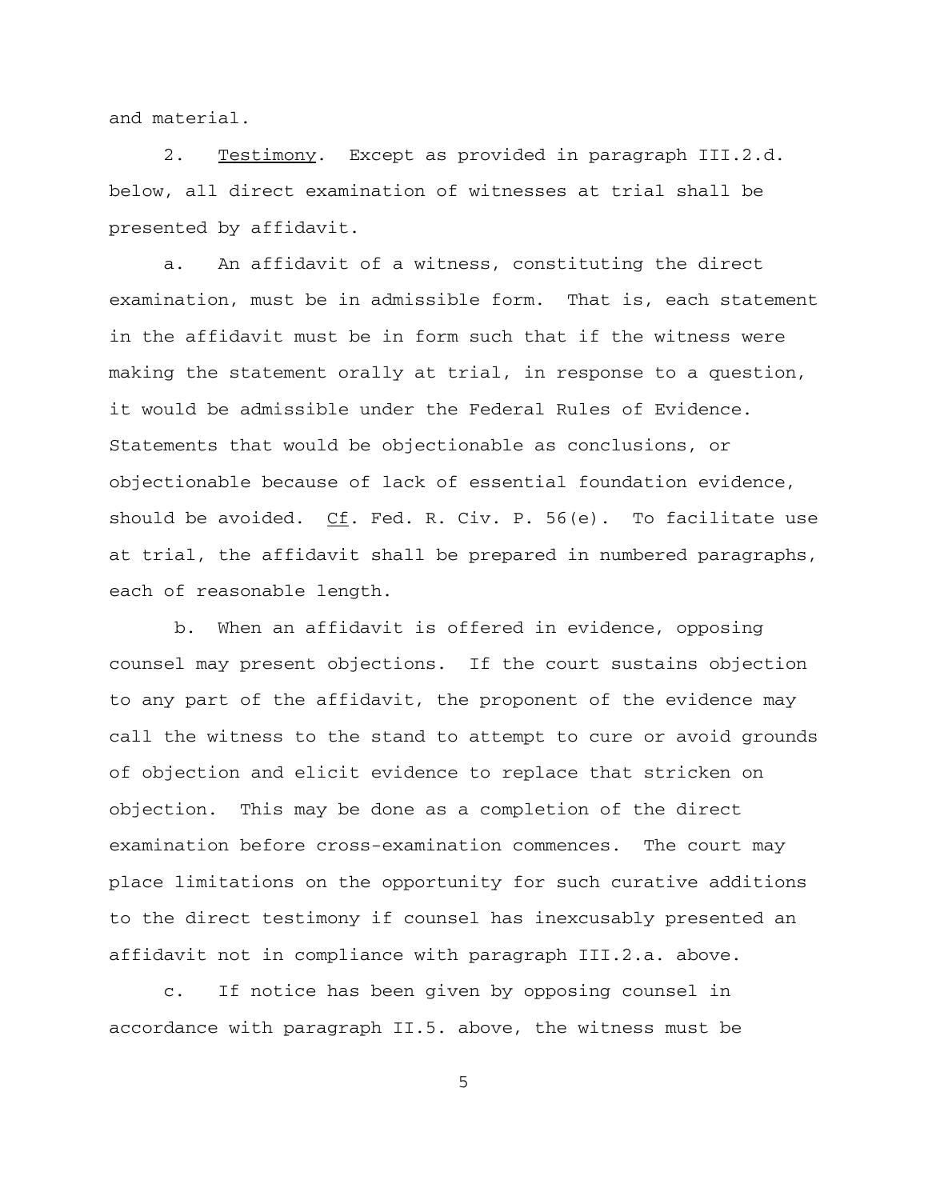and material.

2. Testimony. Except as provided in paragraph III.2.d. below, all direct examination of witnesses at trial shall be presented by affidavit.

a. An affidavit of a witness, constituting the direct examination, must be in admissible form. That is, each statement in the affidavit must be in form such that if the witness were making the statement orally at trial, in response to a question, it would be admissible under the Federal Rules of Evidence. Statements that would be objectionable as conclusions, or objectionable because of lack of essential foundation evidence, should be avoided. Cf. Fed. R. Civ. P. 56(e). To facilitate use at trial, the affidavit shall be prepared in numbered paragraphs, each of reasonable length.

b. When an affidavit is offered in evidence, opposing counsel may present objections. If the court sustains objection to any part of the affidavit, the proponent of the evidence may call the witness to the stand to attempt to cure or avoid grounds of objection and elicit evidence to replace that stricken on objection. This may be done as a completion of the direct examination before cross-examination commences. The court may place limitations on the opportunity for such curative additions to the direct testimony if counsel has inexcusably presented an affidavit not in compliance with paragraph III.2.a. above.

c. If notice has been given by opposing counsel in accordance with paragraph II.5. above, the witness must be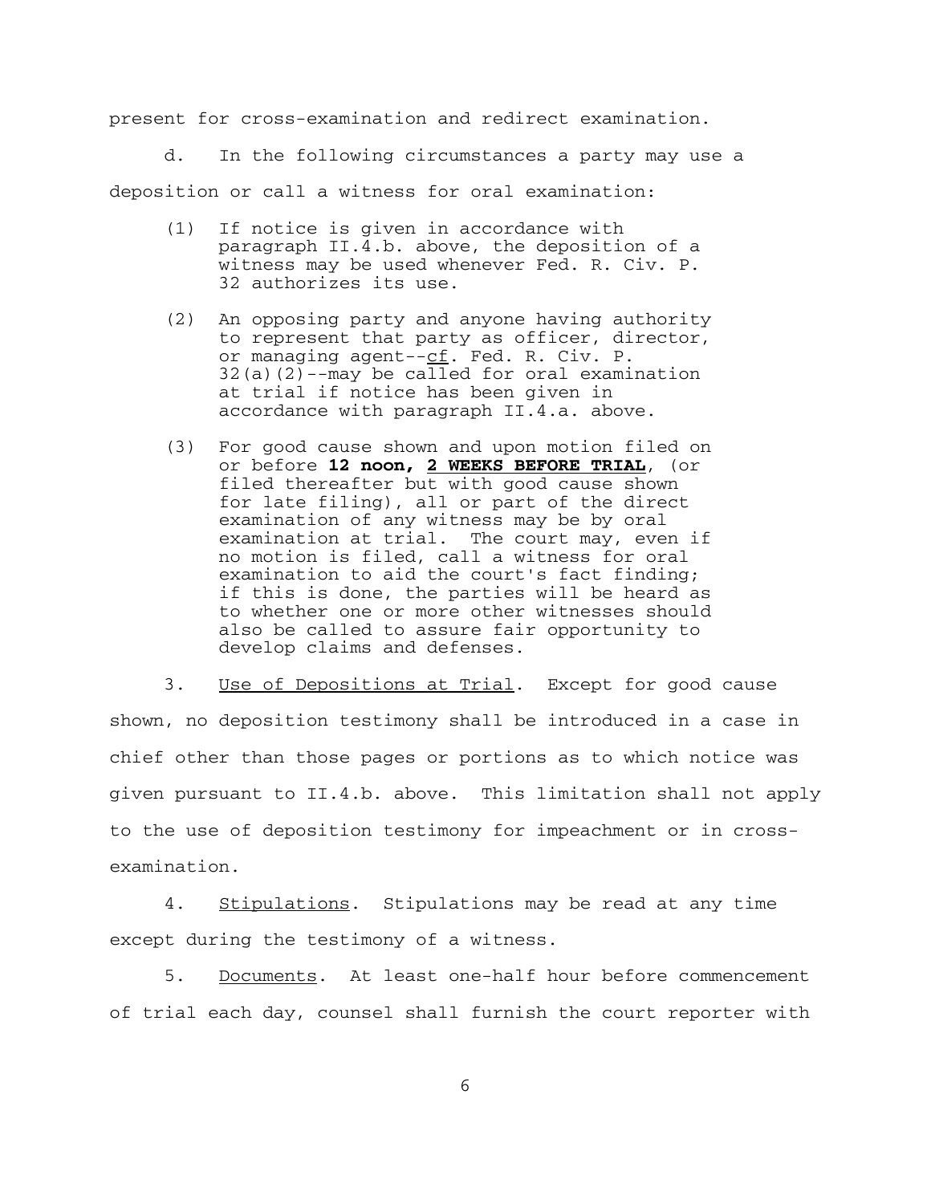present for cross-examination and redirect examination.

d. In the following circumstances a party may use a deposition or call a witness for oral examination:

(1) If notice is given in accordance with paragraph II.4.b. above, the deposition of a witness may be used whenever Fed. R. Civ. P. 32 authorizes its use.

(2) An opposing party and anyone having authority to represent that party as officer, director, or managing agent--cf. Fed. R. Civ. P. 32(a)(2)--may be called for oral examination at trial if notice has been given in accordance with paragraph II.4.a. above.

(3) For good cause shown and upon motion filed on or before **12 noon, 2 WEEKS BEFORE TRIAL**, (or filed thereafter but with good cause shown for late filing), all or part of the direct examination of any witness may be by oral examination at trial. The court may, even if no motion is filed, call a witness for oral examination to aid the court's fact finding; if this is done, the parties will be heard as to whether one or more other witnesses should also be called to assure fair opportunity to develop claims and defenses.

3. Use of Depositions at Trial. Except for good cause shown, no deposition testimony shall be introduced in a case in chief other than those pages or portions as to which notice was given pursuant to II.4.b. above. This limitation shall not apply to the use of deposition testimony for impeachment or in cross-examination.

4. Stipulations. Stipulations may be read at any time except during the testimony of a witness.

5. Documents. At least one-half hour before commencement of trial each day, counsel shall furnish the court reporter with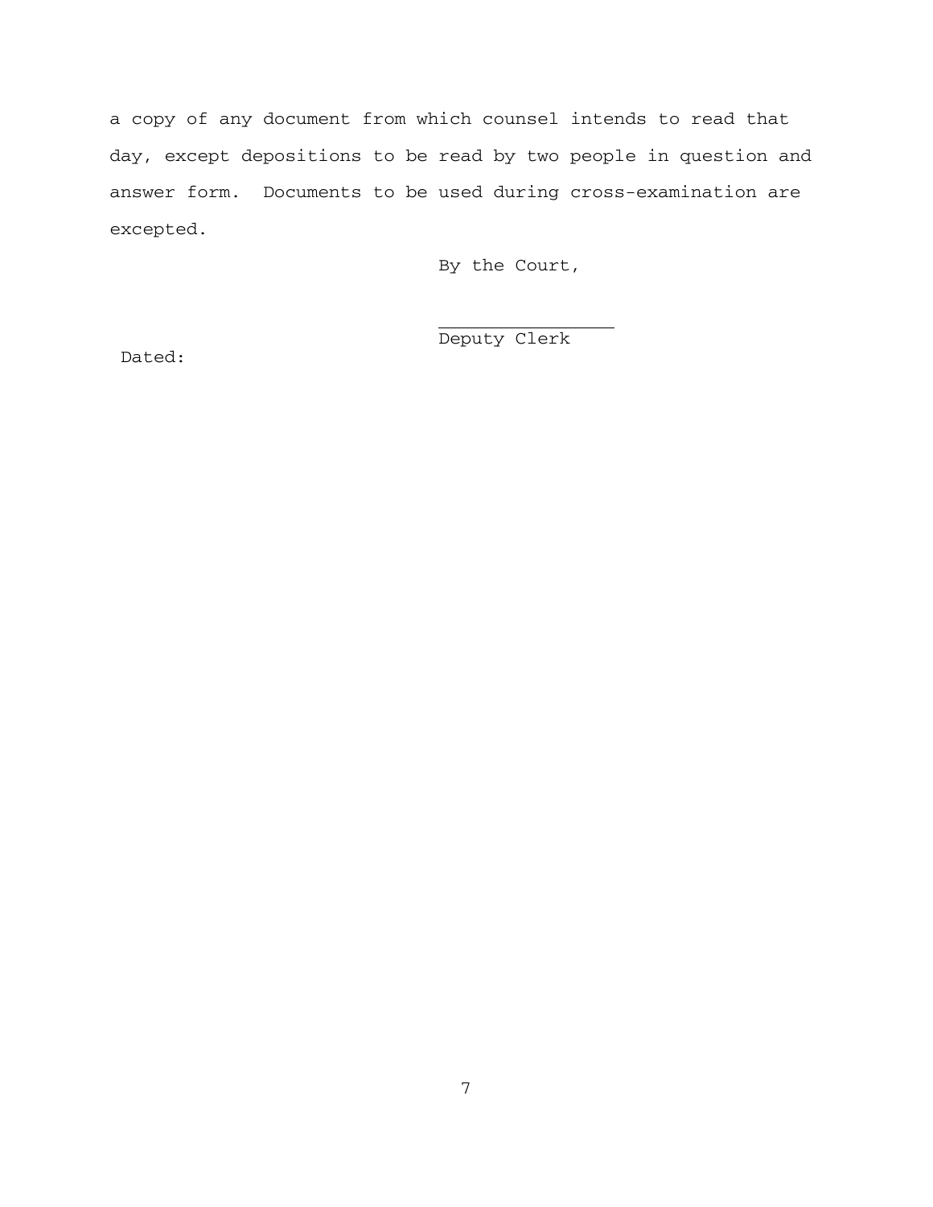a copy of any document from which counsel intends to read that day, except depositions to be read by two people in question and answer form. Documents to be used during cross-examination are excepted.

By the Court,

\_\_\_\_\_\_\_\_\_\_\_\_\_\_\_\_\_
Deputy Clerk

Dated: